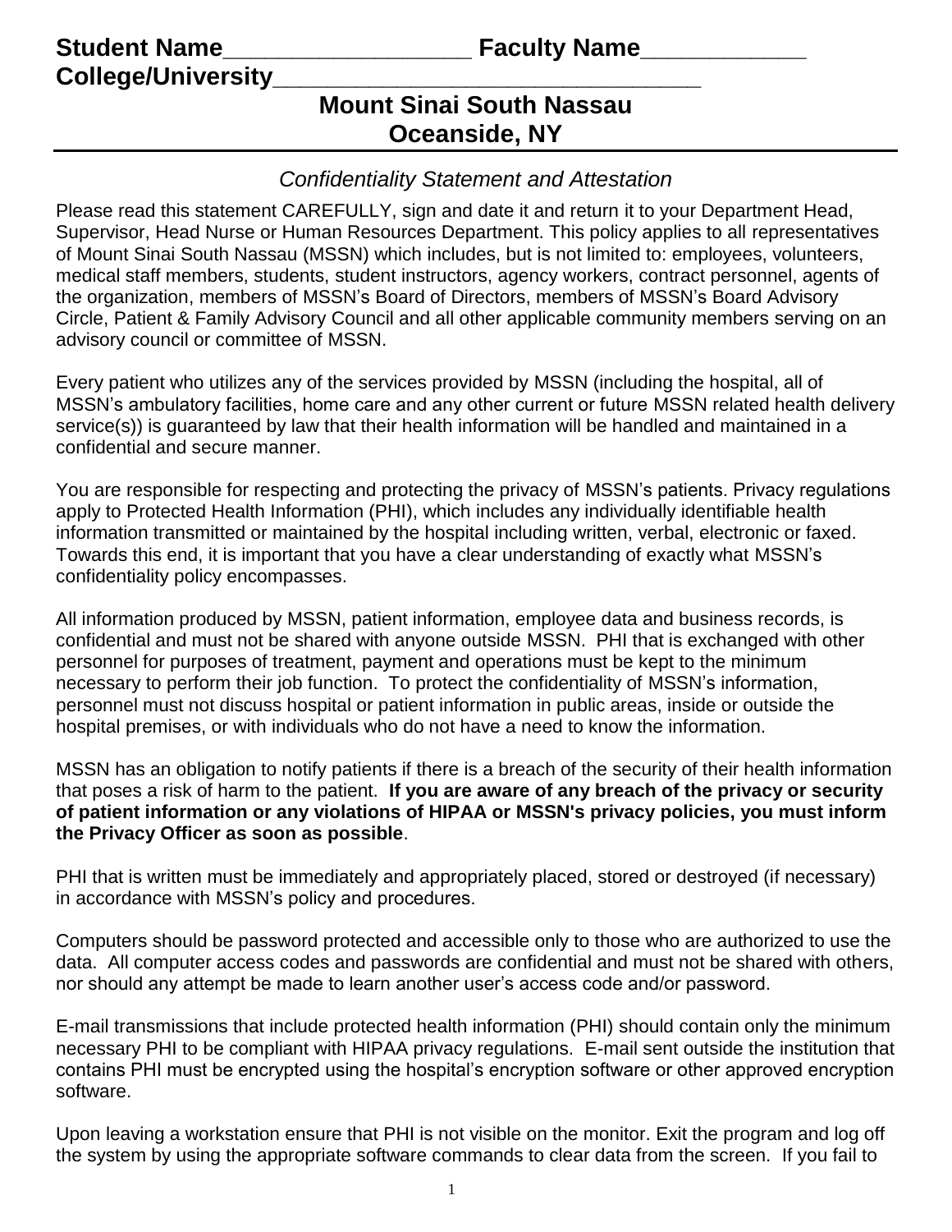**Student Name__________________ Faculty Name____________**
**College/University________________________________**

# Mount Sinai South Nassau
# Oceanside, NY

*Confidentiality Statement and Attestation*

Please read this statement CAREFULLY, sign and date it and return it to your Department Head, Supervisor, Head Nurse or Human Resources Department. This policy applies to all representatives of Mount Sinai South Nassau (MSSN) which includes, but is not limited to: employees, volunteers, medical staff members, students, student instructors, agency workers, contract personnel, agents of the organization, members of MSSN's Board of Directors, members of MSSN's Board Advisory Circle, Patient & Family Advisory Council and all other applicable community members serving on an advisory council or committee of MSSN.

Every patient who utilizes any of the services provided by MSSN (including the hospital, all of MSSN's ambulatory facilities, home care and any other current or future MSSN related health delivery service(s)) is guaranteed by law that their health information will be handled and maintained in a confidential and secure manner.

You are responsible for respecting and protecting the privacy of MSSN's patients. Privacy regulations apply to Protected Health Information (PHI), which includes any individually identifiable health information transmitted or maintained by the hospital including written, verbal, electronic or faxed. Towards this end, it is important that you have a clear understanding of exactly what MSSN's confidentiality policy encompasses.

All information produced by MSSN, patient information, employee data and business records, is confidential and must not be shared with anyone outside MSSN. PHI that is exchanged with other personnel for purposes of treatment, payment and operations must be kept to the minimum necessary to perform their job function. To protect the confidentiality of MSSN's information, personnel must not discuss hospital or patient information in public areas, inside or outside the hospital premises, or with individuals who do not have a need to know the information.

MSSN has an obligation to notify patients if there is a breach of the security of their health information that poses a risk of harm to the patient. **If you are aware of any breach of the privacy or security of patient information or any violations of HIPAA or MSSN's privacy policies, you must inform the Privacy Officer as soon as possible**.

PHI that is written must be immediately and appropriately placed, stored or destroyed (if necessary) in accordance with MSSN's policy and procedures.

Computers should be password protected and accessible only to those who are authorized to use the data. All computer access codes and passwords are confidential and must not be shared with others, nor should any attempt be made to learn another user's access code and/or password.

E-mail transmissions that include protected health information (PHI) should contain only the minimum necessary PHI to be compliant with HIPAA privacy regulations. E-mail sent outside the institution that contains PHI must be encrypted using the hospital's encryption software or other approved encryption software.

Upon leaving a workstation ensure that PHI is not visible on the monitor. Exit the program and log off the system by using the appropriate software commands to clear data from the screen. If you fail to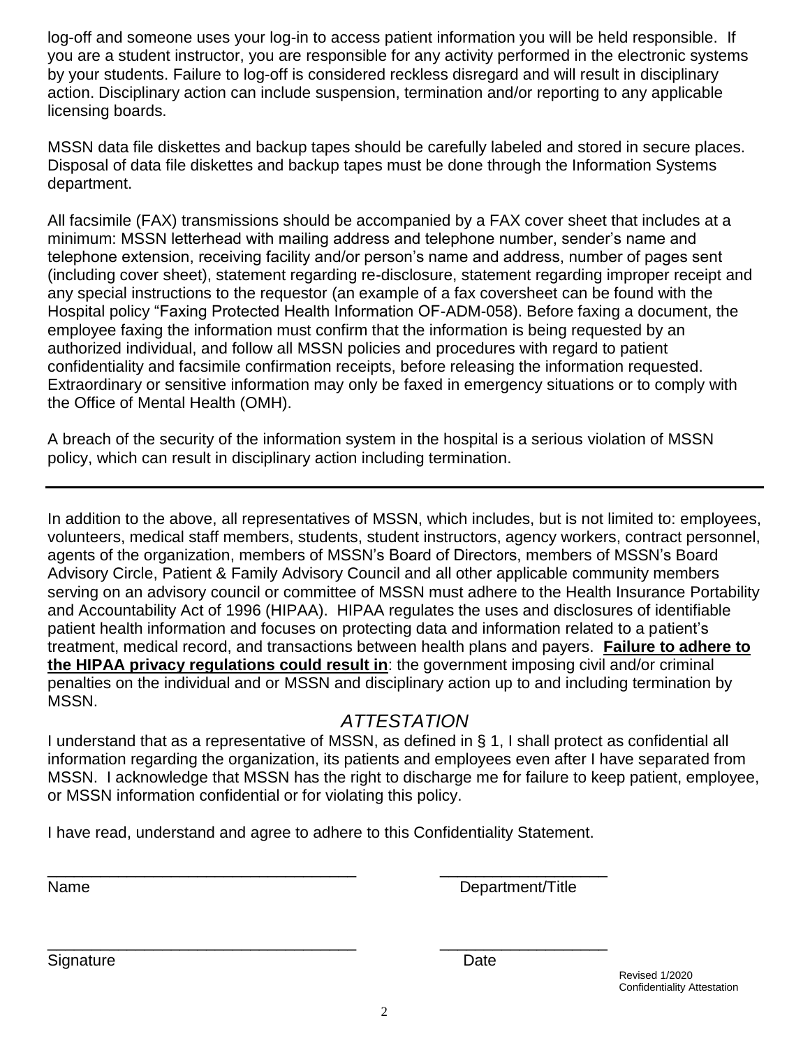log-off and someone uses your log-in to access patient information you will be held responsible. If you are a student instructor, you are responsible for any activity performed in the electronic systems by your students. Failure to log-off is considered reckless disregard and will result in disciplinary action. Disciplinary action can include suspension, termination and/or reporting to any applicable licensing boards.

MSSN data file diskettes and backup tapes should be carefully labeled and stored in secure places. Disposal of data file diskettes and backup tapes must be done through the Information Systems department.

All facsimile (FAX) transmissions should be accompanied by a FAX cover sheet that includes at a minimum: MSSN letterhead with mailing address and telephone number, sender's name and telephone extension, receiving facility and/or person's name and address, number of pages sent (including cover sheet), statement regarding re-disclosure, statement regarding improper receipt and any special instructions to the requestor (an example of a fax coversheet can be found with the Hospital policy "Faxing Protected Health Information OF-ADM-058). Before faxing a document, the employee faxing the information must confirm that the information is being requested by an authorized individual, and follow all MSSN policies and procedures with regard to patient confidentiality and facsimile confirmation receipts, before releasing the information requested. Extraordinary or sensitive information may only be faxed in emergency situations or to comply with the Office of Mental Health (OMH).

A breach of the security of the information system in the hospital is a serious violation of MSSN policy, which can result in disciplinary action including termination.

---

In addition to the above, all representatives of MSSN, which includes, but is not limited to: employees, volunteers, medical staff members, students, student instructors, agency workers, contract personnel, agents of the organization, members of MSSN's Board of Directors, members of MSSN's Board Advisory Circle, Patient & Family Advisory Council and all other applicable community members serving on an advisory council or committee of MSSN must adhere to the Health Insurance Portability and Accountability Act of 1996 (HIPAA). HIPAA regulates the uses and disclosures of identifiable patient health information and focuses on protecting data and information related to a patient's treatment, medical record, and transactions between health plans and payers. **Failure to adhere to the HIPAA privacy regulations could result in**: the government imposing civil and/or criminal penalties on the individual and or MSSN and disciplinary action up to and including termination by MSSN.

## *ATTESTATION*

I understand that as a representative of MSSN, as defined in § 1, I shall protect as confidential all information regarding the organization, its patients and employees even after I have separated from MSSN. I acknowledge that MSSN has the right to discharge me for failure to keep patient, employee, or MSSN information confidential or for violating this policy.

I have read, understand and agree to adhere to this Confidentiality Statement.

\_\_\_\_\_\_\_\_\_\_\_\_\_\_\_\_\_\_\_\_\_\_\_\_\_\_\_\_\_\_\_\_\_\_\_ \_\_\_\_\_\_\_\_\_\_\_\_\_\_\_\_\_\_\_
Name Department/Title

\_\_\_\_\_\_\_\_\_\_\_\_\_\_\_\_\_\_\_\_\_\_\_\_\_\_\_\_\_\_\_\_\_\_\_ \_\_\_\_\_\_\_\_\_\_\_\_\_\_\_\_\_\_\_
Signature Date

Revised 1/2020
Confidentiality Attestation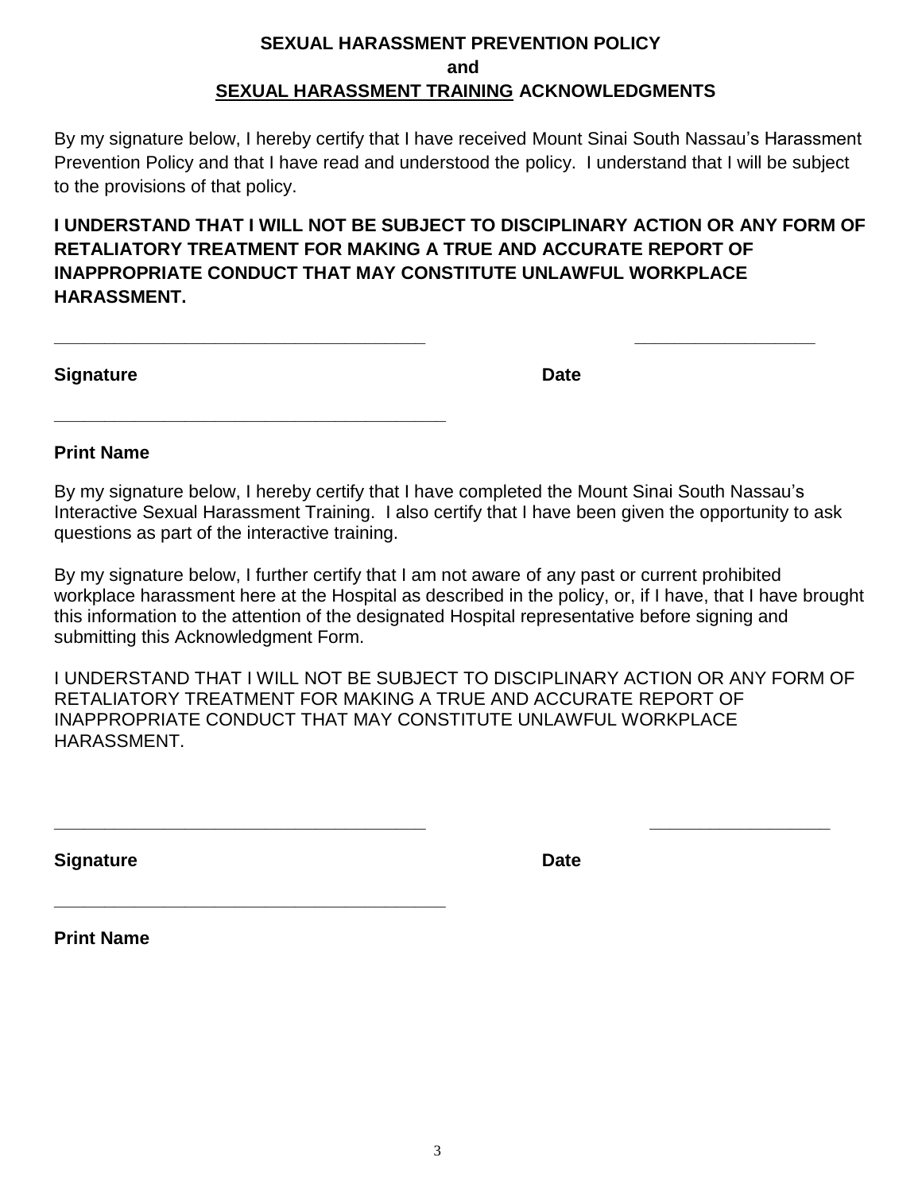**SEXUAL HARASSMENT PREVENTION POLICY**

**and**

**<u>SEXUAL HARASSMENT TRAINING</u> ACKNOWLEDGMENTS**

By my signature below, I hereby certify that I have received Mount Sinai South Nassau's Harassment Prevention Policy and that I have read and understood the policy. I understand that I will be subject to the provisions of that policy.

**I UNDERSTAND THAT I WILL NOT BE SUBJECT TO DISCIPLINARY ACTION OR ANY FORM OF RETALIATORY TREATMENT FOR MAKING A TRUE AND ACCURATE REPORT OF INAPPROPRIATE CONDUCT THAT MAY CONSTITUTE UNLAWFUL WORKPLACE HARASSMENT.**

_______________________________________ ___________________

**Signature** **Date**

_________________________________________

**Print Name**

By my signature below, I hereby certify that I have completed the Mount Sinai South Nassau's Interactive Sexual Harassment Training. I also certify that I have been given the opportunity to ask questions as part of the interactive training.

By my signature below, I further certify that I am not aware of any past or current prohibited workplace harassment here at the Hospital as described in the policy, or, if I have, that I have brought this information to the attention of the designated Hospital representative before signing and submitting this Acknowledgment Form.

I UNDERSTAND THAT I WILL NOT BE SUBJECT TO DISCIPLINARY ACTION OR ANY FORM OF RETALIATORY TREATMENT FOR MAKING A TRUE AND ACCURATE REPORT OF INAPPROPRIATE CONDUCT THAT MAY CONSTITUTE UNLAWFUL WORKPLACE HARASSMENT.

_______________________________________ ___________________

**Signature** **Date**

_________________________________________

**Print Name**